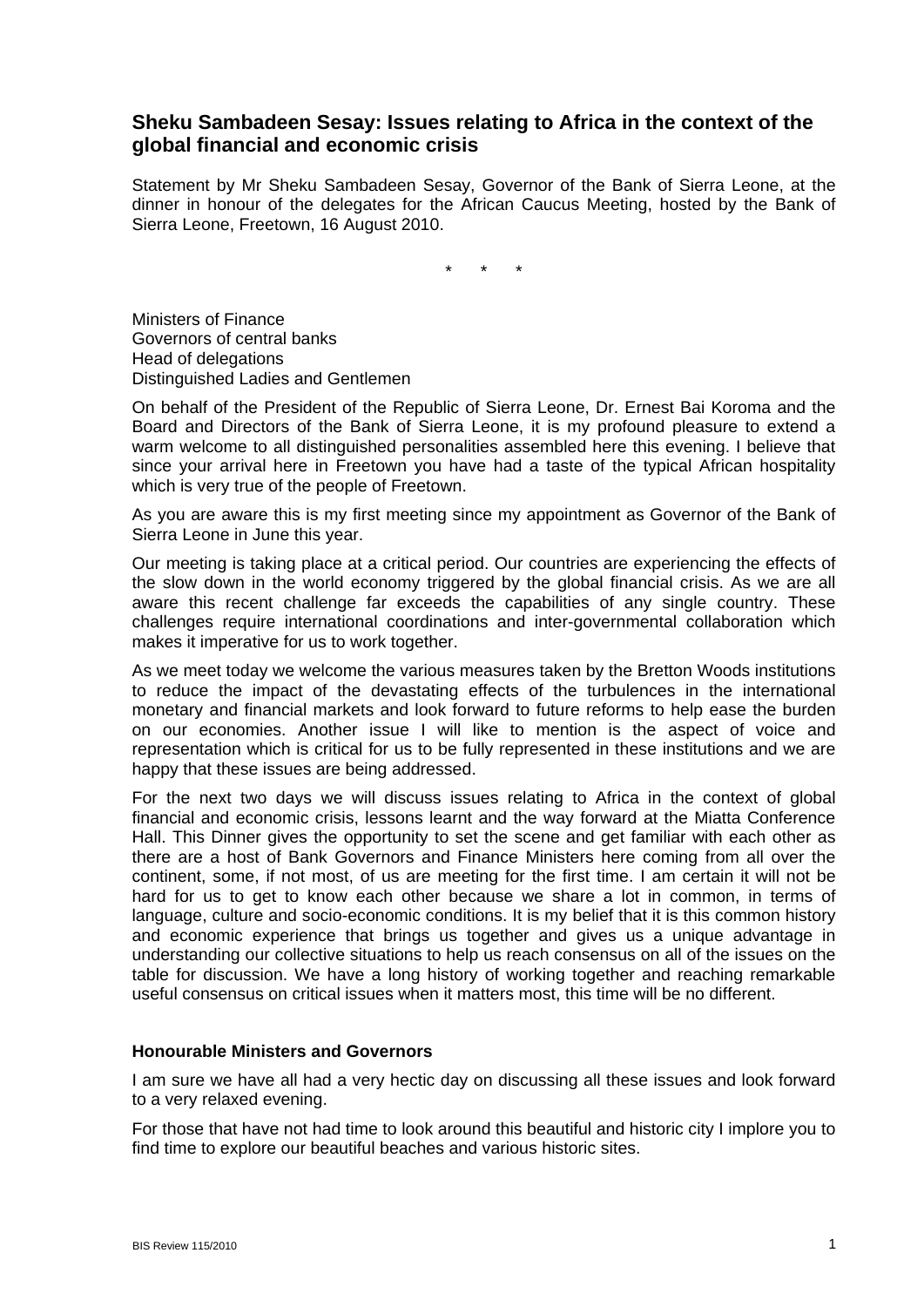## Sheku Sambadeen Sesay: Issues relating to Africa in the context of the global financial and economic crisis

Statement by Mr Sheku Sambadeen Sesay, Governor of the Bank of Sierra Leone, at the dinner in honour of the delegates for the African Caucus Meeting, hosted by the Bank of Sierra Leone, Freetown, 16 August 2010.

\* \* \*

Ministers of Finance
Governors of central banks
Head of delegations
Distinguished Ladies and Gentlemen

On behalf of the President of the Republic of Sierra Leone, Dr. Ernest Bai Koroma and the Board and Directors of the Bank of Sierra Leone, it is my profound pleasure to extend a warm welcome to all distinguished personalities assembled here this evening. I believe that since your arrival here in Freetown you have had a taste of the typical African hospitality which is very true of the people of Freetown.

As you are aware this is my first meeting since my appointment as Governor of the Bank of Sierra Leone in June this year.

Our meeting is taking place at a critical period. Our countries are experiencing the effects of the slow down in the world economy triggered by the global financial crisis. As we are all aware this recent challenge far exceeds the capabilities of any single country. These challenges require international coordinations and inter-governmental collaboration which makes it imperative for us to work together.

As we meet today we welcome the various measures taken by the Bretton Woods institutions to reduce the impact of the devastating effects of the turbulences in the international monetary and financial markets and look forward to future reforms to help ease the burden on our economies. Another issue I will like to mention is the aspect of voice and representation which is critical for us to be fully represented in these institutions and we are happy that these issues are being addressed.

For the next two days we will discuss issues relating to Africa in the context of global financial and economic crisis, lessons learnt and the way forward at the Miatta Conference Hall. This Dinner gives the opportunity to set the scene and get familiar with each other as there are a host of Bank Governors and Finance Ministers here coming from all over the continent, some, if not most, of us are meeting for the first time. I am certain it will not be hard for us to get to know each other because we share a lot in common, in terms of language, culture and socio-economic conditions. It is my belief that it is this common history and economic experience that brings us together and gives us a unique advantage in understanding our collective situations to help us reach consensus on all of the issues on the table for discussion. We have a long history of working together and reaching remarkable useful consensus on critical issues when it matters most, this time will be no different.

**Honourable Ministers and Governors**

I am sure we have all had a very hectic day on discussing all these issues and look forward to a very relaxed evening.

For those that have not had time to look around this beautiful and historic city I implore you to find time to explore our beautiful beaches and various historic sites.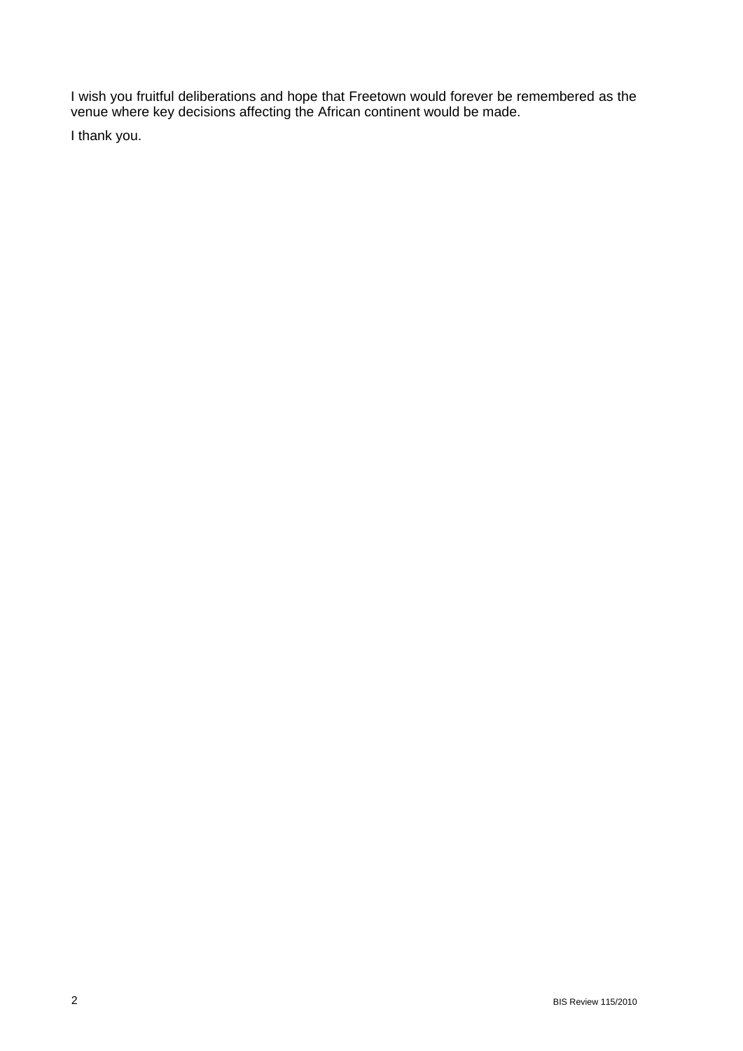I wish you fruitful deliberations and hope that Freetown would forever be remembered as the venue where key decisions affecting the African continent would be made.

I thank you.